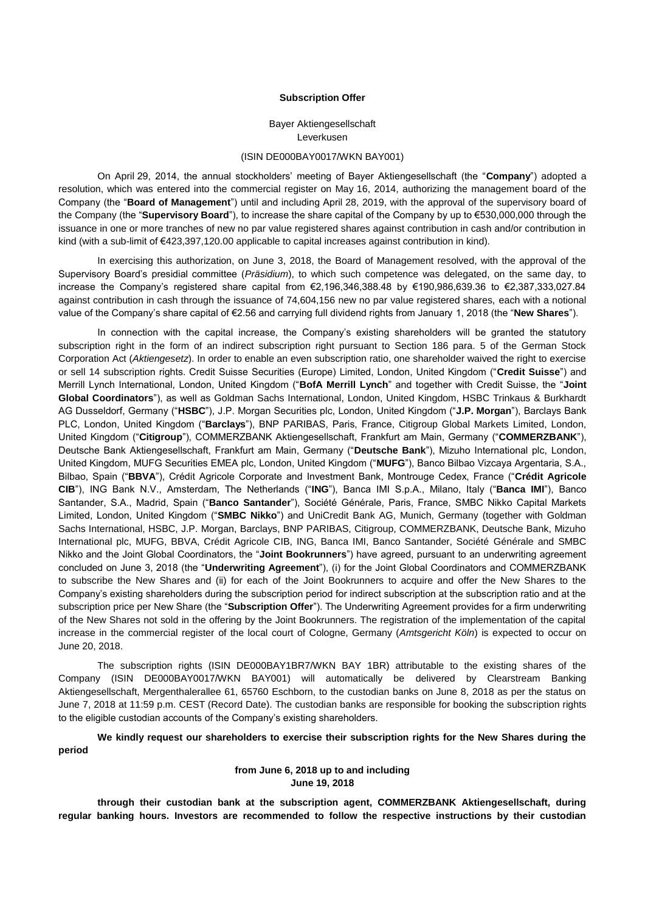**Subscription Offer**

Bayer Aktiengesellschaft
Leverkusen

(ISIN DE000BAY0017/WKN BAY001)

On April 29, 2014, the annual stockholders' meeting of Bayer Aktiengesellschaft (the "**Company**") adopted a resolution, which was entered into the commercial register on May 16, 2014, authorizing the management board of the Company (the "**Board of Management**") until and including April 28, 2019, with the approval of the supervisory board of the Company (the "**Supervisory Board**"), to increase the share capital of the Company by up to €530,000,000 through the issuance in one or more tranches of new no par value registered shares against contribution in cash and/or contribution in kind (with a sub-limit of €423,397,120.00 applicable to capital increases against contribution in kind).

In exercising this authorization, on June 3, 2018, the Board of Management resolved, with the approval of the Supervisory Board's presidial committee (*Präsidium*), to which such competence was delegated, on the same day, to increase the Company's registered share capital from €2,196,346,388.48 by €190,986,639.36 to €2,387,333,027.84 against contribution in cash through the issuance of 74,604,156 new no par value registered shares, each with a notional value of the Company's share capital of €2.56 and carrying full dividend rights from January 1, 2018 (the "**New Shares**").

In connection with the capital increase, the Company's existing shareholders will be granted the statutory subscription right in the form of an indirect subscription right pursuant to Section 186 para. 5 of the German Stock Corporation Act (*Aktiengesetz*). In order to enable an even subscription ratio, one shareholder waived the right to exercise or sell 14 subscription rights. Credit Suisse Securities (Europe) Limited, London, United Kingdom ("**Credit Suisse**") and Merrill Lynch International, London, United Kingdom ("**BofA Merrill Lynch**" and together with Credit Suisse, the "**Joint Global Coordinators**"), as well as Goldman Sachs International, London, United Kingdom, HSBC Trinkaus & Burkhardt AG Dusseldorf, Germany ("**HSBC**"), J.P. Morgan Securities plc, London, United Kingdom ("**J.P. Morgan**"), Barclays Bank PLC, London, United Kingdom ("**Barclays**"), BNP PARIBAS, Paris, France, Citigroup Global Markets Limited, London, United Kingdom ("**Citigroup**"), COMMERZBANK Aktiengesellschaft, Frankfurt am Main, Germany ("**COMMERZBANK**"), Deutsche Bank Aktiengesellschaft, Frankfurt am Main, Germany ("**Deutsche Bank**"), Mizuho International plc, London, United Kingdom, MUFG Securities EMEA plc, London, United Kingdom ("**MUFG**"), Banco Bilbao Vizcaya Argentaria, S.A., Bilbao, Spain ("**BBVA**"), Crédit Agricole Corporate and Investment Bank, Montrouge Cedex, France ("**Crédit Agricole CIB**"), ING Bank N.V., Amsterdam, The Netherlands ("**ING**"), Banca IMI S.p.A., Milano, Italy ("**Banca IMI**"), Banco Santander, S.A., Madrid, Spain ("**Banco Santander**"), Société Générale, Paris, France, SMBC Nikko Capital Markets Limited, London, United Kingdom ("**SMBC Nikko**") and UniCredit Bank AG, Munich, Germany (together with Goldman Sachs International, HSBC, J.P. Morgan, Barclays, BNP PARIBAS, Citigroup, COMMERZBANK, Deutsche Bank, Mizuho International plc, MUFG, BBVA, Crédit Agricole CIB, ING, Banca IMI, Banco Santander, Société Générale and SMBC Nikko and the Joint Global Coordinators, the "**Joint Bookrunners**") have agreed, pursuant to an underwriting agreement concluded on June 3, 2018 (the "**Underwriting Agreement**"), (i) for the Joint Global Coordinators and COMMERZBANK to subscribe the New Shares and (ii) for each of the Joint Bookrunners to acquire and offer the New Shares to the Company's existing shareholders during the subscription period for indirect subscription at the subscription ratio and at the subscription price per New Share (the "**Subscription Offer**"). The Underwriting Agreement provides for a firm underwriting of the New Shares not sold in the offering by the Joint Bookrunners. The registration of the implementation of the capital increase in the commercial register of the local court of Cologne, Germany (*Amtsgericht Köln*) is expected to occur on June 20, 2018.

The subscription rights (ISIN DE000BAY1BR7/WKN BAY 1BR) attributable to the existing shares of the Company (ISIN DE000BAY0017/WKN BAY001) will automatically be delivered by Clearstream Banking Aktiengesellschaft, Mergenthalerallee 61, 65760 Eschborn, to the custodian banks on June 8, 2018 as per the status on June 7, 2018 at 11:59 p.m. CEST (Record Date). The custodian banks are responsible for booking the subscription rights to the eligible custodian accounts of the Company's existing shareholders.

**We kindly request our shareholders to exercise their subscription rights for the New Shares during the period**

**from June 6, 2018 up to and including
June 19, 2018**

**through their custodian bank at the subscription agent, COMMERZBANK Aktiengesellschaft, during regular banking hours. Investors are recommended to follow the respective instructions by their custodian**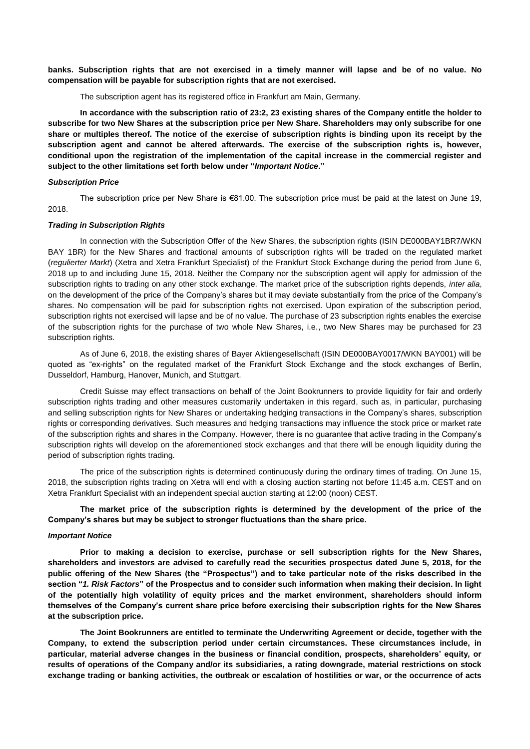**banks. Subscription rights that are not exercised in a timely manner will lapse and be of no value. No compensation will be payable for subscription rights that are not exercised.**

The subscription agent has its registered office in Frankfurt am Main, Germany.

**In accordance with the subscription ratio of 23:2, 23 existing shares of the Company entitle the holder to subscribe for two New Shares at the subscription price per New Share. Shareholders may only subscribe for one share or multiples thereof. The notice of the exercise of subscription rights is binding upon its receipt by the subscription agent and cannot be altered afterwards. The exercise of the subscription rights is, however, conditional upon the registration of the implementation of the capital increase in the commercial register and subject to the other limitations set forth below under "*Important Notice*."**

***Subscription Price***

The subscription price per New Share is €81.00. The subscription price must be paid at the latest on June 19, 2018.

***Trading in Subscription Rights***

In connection with the Subscription Offer of the New Shares, the subscription rights (ISIN DE000BAY1BR7/WKN BAY 1BR) for the New Shares and fractional amounts of subscription rights will be traded on the regulated market (*regulierter Markt*) (Xetra and Xetra Frankfurt Specialist) of the Frankfurt Stock Exchange during the period from June 6, 2018 up to and including June 15, 2018. Neither the Company nor the subscription agent will apply for admission of the subscription rights to trading on any other stock exchange. The market price of the subscription rights depends, *inter alia*, on the development of the price of the Company's shares but it may deviate substantially from the price of the Company's shares. No compensation will be paid for subscription rights not exercised. Upon expiration of the subscription period, subscription rights not exercised will lapse and be of no value. The purchase of 23 subscription rights enables the exercise of the subscription rights for the purchase of two whole New Shares, i.e., two New Shares may be purchased for 23 subscription rights.

As of June 6, 2018, the existing shares of Bayer Aktiengesellschaft (ISIN DE000BAY0017/WKN BAY001) will be quoted as "ex-rights" on the regulated market of the Frankfurt Stock Exchange and the stock exchanges of Berlin, Dusseldorf, Hamburg, Hanover, Munich, and Stuttgart.

Credit Suisse may effect transactions on behalf of the Joint Bookrunners to provide liquidity for fair and orderly subscription rights trading and other measures customarily undertaken in this regard, such as, in particular, purchasing and selling subscription rights for New Shares or undertaking hedging transactions in the Company's shares, subscription rights or corresponding derivatives. Such measures and hedging transactions may influence the stock price or market rate of the subscription rights and shares in the Company. However, there is no guarantee that active trading in the Company's subscription rights will develop on the aforementioned stock exchanges and that there will be enough liquidity during the period of subscription rights trading.

The price of the subscription rights is determined continuously during the ordinary times of trading. On June 15, 2018, the subscription rights trading on Xetra will end with a closing auction starting not before 11:45 a.m. CEST and on Xetra Frankfurt Specialist with an independent special auction starting at 12:00 (noon) CEST.

**The market price of the subscription rights is determined by the development of the price of the Company's shares but may be subject to stronger fluctuations than the share price.**

***Important Notice***

**Prior to making a decision to exercise, purchase or sell subscription rights for the New Shares, shareholders and investors are advised to carefully read the securities prospectus dated June 5, 2018, for the public offering of the New Shares (the "Prospectus") and to take particular note of the risks described in the section "*1. Risk Factors*" of the Prospectus and to consider such information when making their decision. In light of the potentially high volatility of equity prices and the market environment, shareholders should inform themselves of the Company's current share price before exercising their subscription rights for the New Shares at the subscription price.**

**The Joint Bookrunners are entitled to terminate the Underwriting Agreement or decide, together with the Company, to extend the subscription period under certain circumstances. These circumstances include, in particular, material adverse changes in the business or financial condition, prospects, shareholders' equity, or results of operations of the Company and/or its subsidiaries, a rating downgrade, material restrictions on stock exchange trading or banking activities, the outbreak or escalation of hostilities or war, or the occurrence of acts**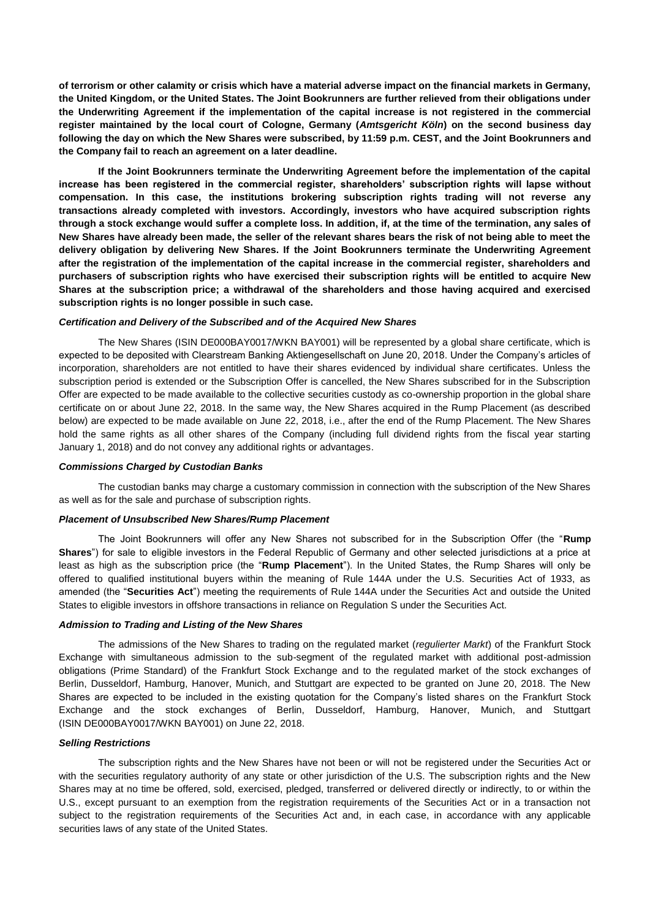**of terrorism or other calamity or crisis which have a material adverse impact on the financial markets in Germany, the United Kingdom, or the United States. The Joint Bookrunners are further relieved from their obligations under the Underwriting Agreement if the implementation of the capital increase is not registered in the commercial register maintained by the local court of Cologne, Germany (*Amtsgericht Köln*) on the second business day following the day on which the New Shares were subscribed, by 11:59 p.m. CEST, and the Joint Bookrunners and the Company fail to reach an agreement on a later deadline.**

**If the Joint Bookrunners terminate the Underwriting Agreement before the implementation of the capital increase has been registered in the commercial register, shareholders' subscription rights will lapse without compensation. In this case, the institutions brokering subscription rights trading will not reverse any transactions already completed with investors. Accordingly, investors who have acquired subscription rights through a stock exchange would suffer a complete loss. In addition, if, at the time of the termination, any sales of New Shares have already been made, the seller of the relevant shares bears the risk of not being able to meet the delivery obligation by delivering New Shares. If the Joint Bookrunners terminate the Underwriting Agreement after the registration of the implementation of the capital increase in the commercial register, shareholders and purchasers of subscription rights who have exercised their subscription rights will be entitled to acquire New Shares at the subscription price; a withdrawal of the shareholders and those having acquired and exercised subscription rights is no longer possible in such case.**

***Certification and Delivery of the Subscribed and of the Acquired New Shares***

The New Shares (ISIN DE000BAY0017/WKN BAY001) will be represented by a global share certificate, which is expected to be deposited with Clearstream Banking Aktiengesellschaft on June 20, 2018. Under the Company's articles of incorporation, shareholders are not entitled to have their shares evidenced by individual share certificates. Unless the subscription period is extended or the Subscription Offer is cancelled, the New Shares subscribed for in the Subscription Offer are expected to be made available to the collective securities custody as co-ownership proportion in the global share certificate on or about June 22, 2018. In the same way, the New Shares acquired in the Rump Placement (as described below) are expected to be made available on June 22, 2018, i.e., after the end of the Rump Placement. The New Shares hold the same rights as all other shares of the Company (including full dividend rights from the fiscal year starting January 1, 2018) and do not convey any additional rights or advantages.

***Commissions Charged by Custodian Banks***

The custodian banks may charge a customary commission in connection with the subscription of the New Shares as well as for the sale and purchase of subscription rights.

***Placement of Unsubscribed New Shares/Rump Placement***

The Joint Bookrunners will offer any New Shares not subscribed for in the Subscription Offer (the "**Rump Shares**") for sale to eligible investors in the Federal Republic of Germany and other selected jurisdictions at a price at least as high as the subscription price (the "**Rump Placement**"). In the United States, the Rump Shares will only be offered to qualified institutional buyers within the meaning of Rule 144A under the U.S. Securities Act of 1933, as amended (the "**Securities Act**") meeting the requirements of Rule 144A under the Securities Act and outside the United States to eligible investors in offshore transactions in reliance on Regulation S under the Securities Act.

***Admission to Trading and Listing of the New Shares***

The admissions of the New Shares to trading on the regulated market (*regulierter Markt*) of the Frankfurt Stock Exchange with simultaneous admission to the sub-segment of the regulated market with additional post-admission obligations (Prime Standard) of the Frankfurt Stock Exchange and to the regulated market of the stock exchanges of Berlin, Dusseldorf, Hamburg, Hanover, Munich, and Stuttgart are expected to be granted on June 20, 2018. The New Shares are expected to be included in the existing quotation for the Company's listed shares on the Frankfurt Stock Exchange and the stock exchanges of Berlin, Dusseldorf, Hamburg, Hanover, Munich, and Stuttgart (ISIN DE000BAY0017/WKN BAY001) on June 22, 2018.

***Selling Restrictions***

The subscription rights and the New Shares have not been or will not be registered under the Securities Act or with the securities regulatory authority of any state or other jurisdiction of the U.S. The subscription rights and the New Shares may at no time be offered, sold, exercised, pledged, transferred or delivered directly or indirectly, to or within the U.S., except pursuant to an exemption from the registration requirements of the Securities Act or in a transaction not subject to the registration requirements of the Securities Act and, in each case, in accordance with any applicable securities laws of any state of the United States.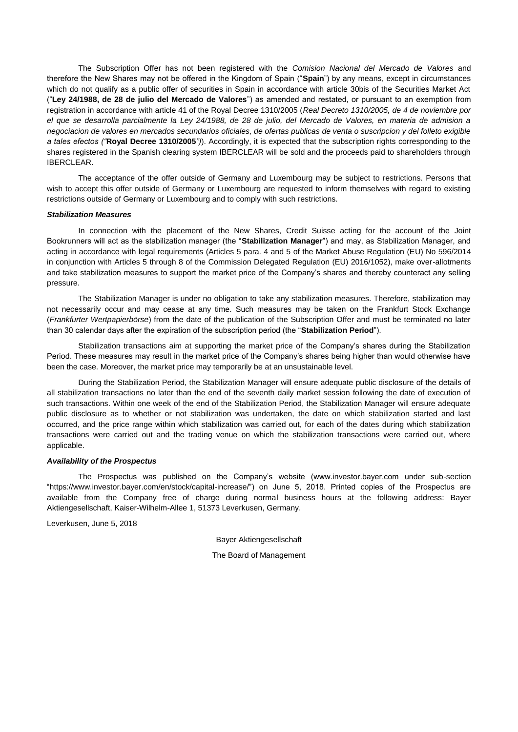The Subscription Offer has not been registered with the *Comision Nacional del Mercado de Valores* and therefore the New Shares may not be offered in the Kingdom of Spain ("**Spain**") by any means, except in circumstances which do not qualify as a public offer of securities in Spain in accordance with article 30bis of the Securities Market Act ("**Ley 24/1988, de 28 de julio del Mercado de Valores**") as amended and restated, or pursuant to an exemption from registration in accordance with article 41 of the Royal Decree 1310/2005 (*Real Decreto 1310/2005, de 4 de noviembre por el que se desarrolla parcialmente la Ley 24/1988, de 28 de julio, del Mercado de Valores, en materia de admision a negociacion de valores en mercados secundarios oficiales, de ofertas publicas de venta o suscripcion y del folleto exigible a tales efectos ("***Royal Decree 1310/2005***")*). Accordingly, it is expected that the subscription rights corresponding to the shares registered in the Spanish clearing system IBERCLEAR will be sold and the proceeds paid to shareholders through IBERCLEAR.

The acceptance of the offer outside of Germany and Luxembourg may be subject to restrictions. Persons that wish to accept this offer outside of Germany or Luxembourg are requested to inform themselves with regard to existing restrictions outside of Germany or Luxembourg and to comply with such restrictions.

***Stabilization Measures***

In connection with the placement of the New Shares, Credit Suisse acting for the account of the Joint Bookrunners will act as the stabilization manager (the "**Stabilization Manager**") and may, as Stabilization Manager, and acting in accordance with legal requirements (Articles 5 para. 4 and 5 of the Market Abuse Regulation (EU) No 596/2014 in conjunction with Articles 5 through 8 of the Commission Delegated Regulation (EU) 2016/1052), make over-allotments and take stabilization measures to support the market price of the Company's shares and thereby counteract any selling pressure.

The Stabilization Manager is under no obligation to take any stabilization measures. Therefore, stabilization may not necessarily occur and may cease at any time. Such measures may be taken on the Frankfurt Stock Exchange (*Frankfurter Wertpapierbörse*) from the date of the publication of the Subscription Offer and must be terminated no later than 30 calendar days after the expiration of the subscription period (the "**Stabilization Period**").

Stabilization transactions aim at supporting the market price of the Company's shares during the Stabilization Period. These measures may result in the market price of the Company's shares being higher than would otherwise have been the case. Moreover, the market price may temporarily be at an unsustainable level.

During the Stabilization Period, the Stabilization Manager will ensure adequate public disclosure of the details of all stabilization transactions no later than the end of the seventh daily market session following the date of execution of such transactions. Within one week of the end of the Stabilization Period, the Stabilization Manager will ensure adequate public disclosure as to whether or not stabilization was undertaken, the date on which stabilization started and last occurred, and the price range within which stabilization was carried out, for each of the dates during which stabilization transactions were carried out and the trading venue on which the stabilization transactions were carried out, where applicable.

***Availability of the Prospectus***

The Prospectus was published on the Company's website (www.investor.bayer.com under sub-section "https://www.investor.bayer.com/en/stock/capital-increase/") on June 5, 2018. Printed copies of the Prospectus are available from the Company free of charge during normal business hours at the following address: Bayer Aktiengesellschaft, Kaiser-Wilhelm-Allee 1, 51373 Leverkusen, Germany.

Leverkusen, June 5, 2018

Bayer Aktiengesellschaft

The Board of Management